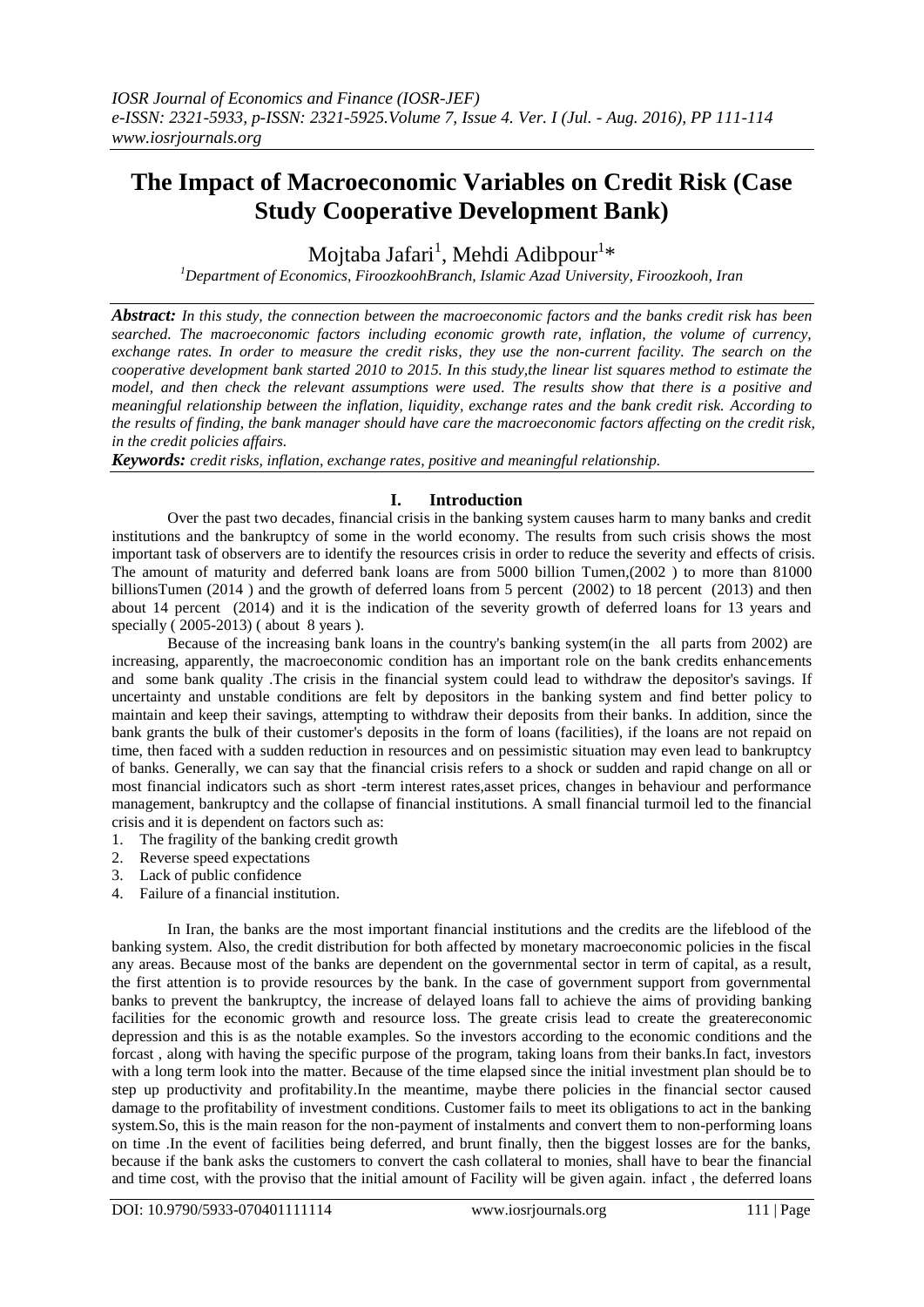# The Impact of Macroeconomic Variables on Credit Risk (Case Study Cooperative Development Bank)

Mojtaba Jafari[1], Mehdi Adibpour[1]*

[1]Department of Economics, FiroozkohBranch, Islamic Azad University, Firoozkooh, Iran

***Abstract:*** *In this study, the connection between the macroeconomic factors and the banks credit risk has been searched. The macroeconomic factors including economic growth rate, inflation, the volume of currency, exchange rates. In order to measure the credit risks, they use the non-current facility. The search on the cooperative development bank started 2010 to 2015. In this study,the linear list squares method to estimate the model, and then check the relevant assumptions were used. The results show that there is a positive and meaningful relationship between the inflation, liquidity, exchange rates and the bank credit risk. According to the results of finding, the bank manager should have care the macroeconomic factors affecting on the credit risk, in the credit policies affairs.*

***Keywords:*** *credit risks, inflation, exchange rates, positive and meaningful relationship.*

## I. Introduction

Over the past two decades, financial crisis in the banking system causes harm to many banks and credit institutions and the bankruptcy of some in the world economy. The results from such crisis shows the most important task of observers are to identify the resources crisis in order to reduce the severity and effects of crisis. The amount of maturity and deferred bank loans are from 5000 billion Tumen,(2002 ) to more than 81000 billionsTumen (2014 ) and the growth of deferred loans from 5 percent (2002) to 18 percent (2013) and then about 14 percent (2014) and it is the indication of the severity growth of deferred loans for 13 years and specially ( 2005-2013) ( about 8 years ).

Because of the increasing bank loans in the country's banking system(in the all parts from 2002) are increasing, apparently, the macroeconomic condition has an important role on the bank credits enhancements and some bank quality .The crisis in the financial system could lead to withdraw the depositor's savings. If uncertainty and unstable conditions are felt by depositors in the banking system and find better policy to maintain and keep their savings, attempting to withdraw their deposits from their banks. In addition, since the bank grants the bulk of their customer's deposits in the form of loans (facilities), if the loans are not repaid on time, then faced with a sudden reduction in resources and on pessimistic situation may even lead to bankruptcy of banks. Generally, we can say that the financial crisis refers to a shock or sudden and rapid change on all or most financial indicators such as short -term interest rates,asset prices, changes in behaviour and performance management, bankruptcy and the collapse of financial institutions. A small financial turmoil led to the financial crisis and it is dependent on factors such as:

1. The fragility of the banking credit growth
2. Reverse speed expectations
3. Lack of public confidence
4. Failure of a financial institution.

In Iran, the banks are the most important financial institutions and the credits are the lifeblood of the banking system. Also, the credit distribution for both affected by monetary macroeconomic policies in the fiscal any areas. Because most of the banks are dependent on the governmental sector in term of capital, as a result, the first attention is to provide resources by the bank. In the case of government support from governmental banks to prevent the bankruptcy, the increase of delayed loans fall to achieve the aims of providing banking facilities for the economic growth and resource loss. The greate crisis lead to create the greatereconomic depression and this is as the notable examples. So the investors according to the economic conditions and the forcast , along with having the specific purpose of the program, taking loans from their banks.In fact, investors with a long term look into the matter. Because of the time elapsed since the initial investment plan should be to step up productivity and profitability.In the meantime, maybe there policies in the financial sector caused damage to the profitability of investment conditions. Customer fails to meet its obligations to act in the banking system.So, this is the main reason for the non-payment of instalments and convert them to non-performing loans on time .In the event of facilities being deferred, and brunt finally, then the biggest losses are for the banks, because if the bank asks the customers to convert the cash collateral to monies, shall have to bear the financial and time cost, with the proviso that the initial amount of Facility will be given again. infact , the deferred loans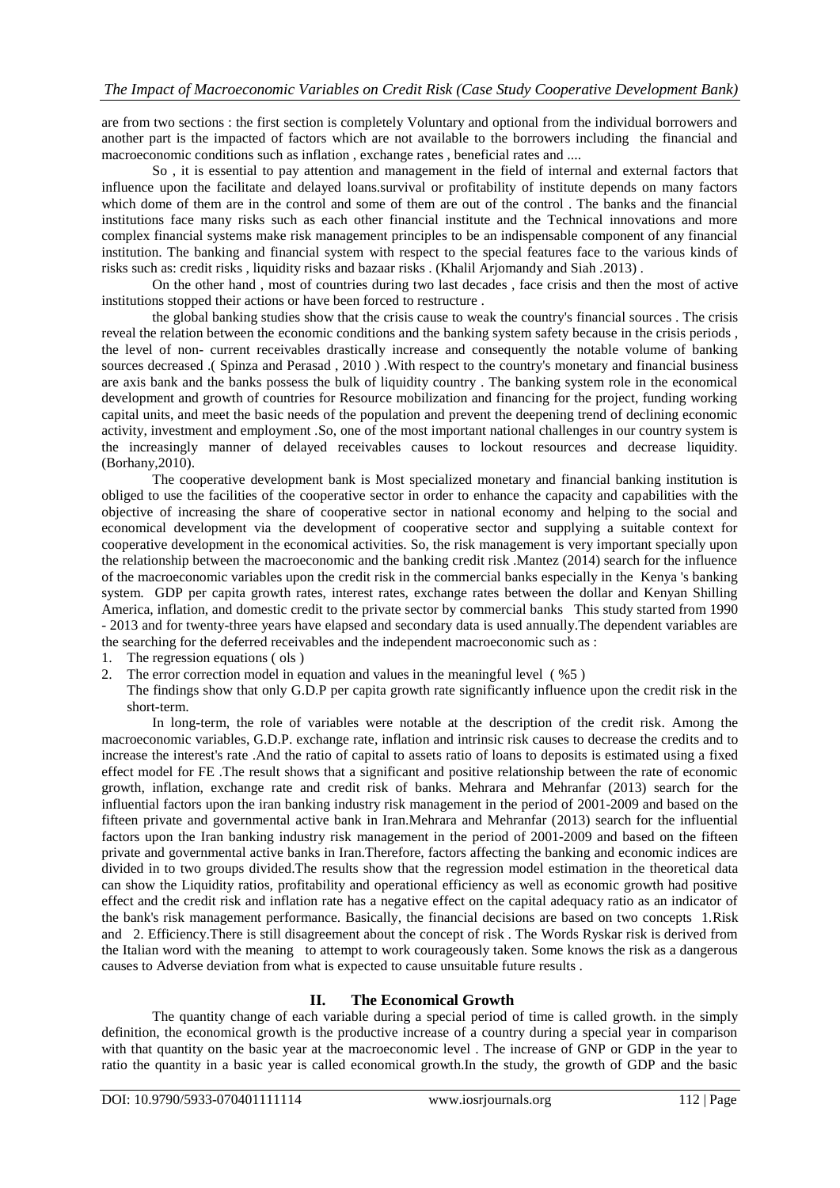are from two sections : the first section is completely Voluntary and optional from the individual borrowers and another part is the impacted of factors which are not available to the borrowers including the financial and macroeconomic conditions such as inflation , exchange rates , beneficial rates and ....

So , it is essential to pay attention and management in the field of internal and external factors that influence upon the facilitate and delayed loans.survival or profitability of institute depends on many factors which dome of them are in the control and some of them are out of the control . The banks and the financial institutions face many risks such as each other financial institute and the Technical innovations and more complex financial systems make risk management principles to be an indispensable component of any financial institution. The banking and financial system with respect to the special features face to the various kinds of risks such as: credit risks , liquidity risks and bazaar risks . (Khalil Arjomandy and Siah .2013) .

On the other hand , most of countries during two last decades , face crisis and then the most of active institutions stopped their actions or have been forced to restructure .

the global banking studies show that the crisis cause to weak the country's financial sources . The crisis reveal the relation between the economic conditions and the banking system safety because in the crisis periods , the level of non- current receivables drastically increase and consequently the notable volume of banking sources decreased .( Spinza and Perasad , 2010 ) .With respect to the country's monetary and financial business are axis bank and the banks possess the bulk of liquidity country . The banking system role in the economical development and growth of countries for Resource mobilization and financing for the project, funding working capital units, and meet the basic needs of the population and prevent the deepening trend of declining economic activity, investment and employment .So, one of the most important national challenges in our country system is the increasingly manner of delayed receivables causes to lockout resources and decrease liquidity. (Borhany,2010).

The cooperative development bank is Most specialized monetary and financial banking institution is obliged to use the facilities of the cooperative sector in order to enhance the capacity and capabilities with the objective of increasing the share of cooperative sector in national economy and helping to the social and economical development via the development of cooperative sector and supplying a suitable context for cooperative development in the economical activities. So, the risk management is very important specially upon the relationship between the macroeconomic and the banking credit risk .Mantez (2014) search for the influence of the macroeconomic variables upon the credit risk in the commercial banks especially in the Kenya 's banking system. GDP per capita growth rates, interest rates, exchange rates between the dollar and Kenyan Shilling America, inflation, and domestic credit to the private sector by commercial banks This study started from 1990 - 2013 and for twenty-three years have elapsed and secondary data is used annually.The dependent variables are the searching for the deferred receivables and the independent macroeconomic such as :

1. The regression equations ( ols )
2. The error correction model in equation and values in the meaningful level ( %5 )

The findings show that only G.D.P per capita growth rate significantly influence upon the credit risk in the short-term.

In long-term, the role of variables were notable at the description of the credit risk. Among the macroeconomic variables, G.D.P. exchange rate, inflation and intrinsic risk causes to decrease the credits and to increase the interest's rate .And the ratio of capital to assets ratio of loans to deposits is estimated using a fixed effect model for FE .The result shows that a significant and positive relationship between the rate of economic growth, inflation, exchange rate and credit risk of banks. Mehrara and Mehranfar (2013) search for the influential factors upon the iran banking industry risk management in the period of 2001-2009 and based on the fifteen private and governmental active bank in Iran.Mehrara and Mehranfar (2013) search for the influential factors upon the Iran banking industry risk management in the period of 2001-2009 and based on the fifteen private and governmental active banks in Iran.Therefore, factors affecting the banking and economic indices are divided in to two groups divided.The results show that the regression model estimation in the theoretical data can show the Liquidity ratios, profitability and operational efficiency as well as economic growth had positive effect and the credit risk and inflation rate has a negative effect on the capital adequacy ratio as an indicator of the bank's risk management performance. Basically, the financial decisions are based on two concepts 1.Risk and 2. Efficiency.There is still disagreement about the concept of risk . The Words Ryskar risk is derived from the Italian word with the meaning to attempt to work courageously taken. Some knows the risk as a dangerous causes to Adverse deviation from what is expected to cause unsuitable future results .

## II. The Economical Growth

The quantity change of each variable during a special period of time is called growth. in the simply definition, the economical growth is the productive increase of a country during a special year in comparison with that quantity on the basic year at the macroeconomic level . The increase of GNP or GDP in the year to ratio the quantity in a basic year is called economical growth.In the study, the growth of GDP and the basic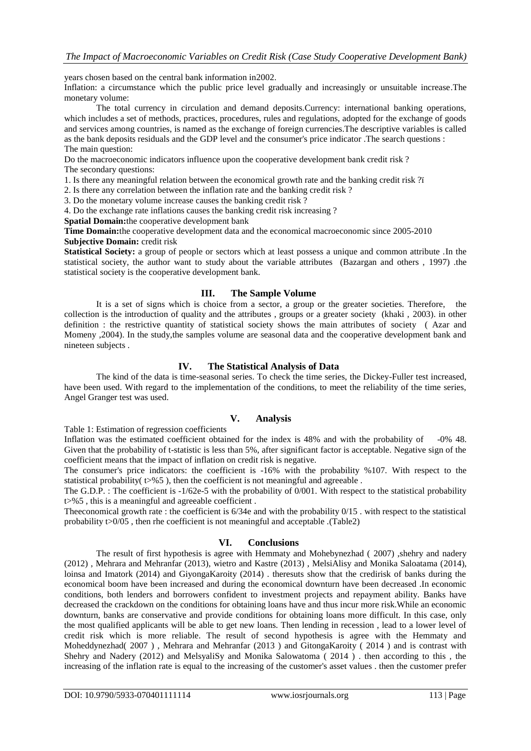years chosen based on the central bank information in2002.

Inflation: a circumstance which the public price level gradually and increasingly or unsuitable increase.The monetary volume:

The total currency in circulation and demand deposits.Currency: international banking operations, which includes a set of methods, practices, procedures, rules and regulations, adopted for the exchange of goods and services among countries, is named as the exchange of foreign currencies.The descriptive variables is called as the bank deposits residuals and the GDP level and the consumer's price indicator .The search questions :

The main question:

Do the macroeconomic indicators influence upon the cooperative development bank credit risk ?

The secondary questions:

1. Is there any meaningful relation between the economical growth rate and the banking credit risk ?ï
2. Is there any correlation between the inflation rate and the banking credit risk ?
3. Do the monetary volume increase causes the banking credit risk ?
4. Do the exchange rate inflations causes the banking credit risk increasing ?

**Spatial Domain:**the cooperative development bank

**Time Domain:**the cooperative development data and the economical macroeconomic since 2005-2010

**Subjective Domain:** credit risk

**Statistical Society:** a group of people or sectors which at least possess a unique and common attribute .In the statistical society, the author want to study about the variable attributes (Bazargan and others , 1997) .the statistical society is the cooperative development bank.

## III. The Sample Volume

It is a set of signs which is choice from a sector, a group or the greater societies. Therefore, the collection is the introduction of quality and the attributes , groups or a greater society (khaki , 2003). in other definition : the restrictive quantity of statistical society shows the main attributes of society ( Azar and Momeny ,2004). In the study,the samples volume are seasonal data and the cooperative development bank and nineteen subjects .

## IV. The Statistical Analysis of Data

The kind of the data is time-seasonal series. To check the time series, the Dickey-Fuller test increased, have been used. With regard to the implementation of the conditions, to meet the reliability of the time series, Angel Granger test was used.

## V. Analysis

Table 1: Estimation of regression coefficients

Inflation was the estimated coefficient obtained for the index is 48% and with the probability of -0% 48. Given that the probability of t-statistic is less than 5%, after significant factor is acceptable. Negative sign of the coefficient means that the impact of inflation on credit risk is negative.

The consumer's price indicators: the coefficient is -16% with the probability %107. With respect to the statistical probability( t>%5 ), then the coefficient is not meaningful and agreeable .

The G.D.P. : The coefficient is -1/62e-5 with the probability of 0/001. With respect to the statistical probability t>%5 , this is a meaningful and agreeable coefficient .

Theeconomical growth rate : the coefficient is 6/34e and with the probability 0/15 . with respect to the statistical probability t>0/05 , then rhe coefficient is not meaningful and acceptable .(Table2)

## VI. Conclusions

The result of first hypothesis is agree with Hemmaty and Mohebynezhad ( 2007) ,shehry and nadery (2012) , Mehrara and Mehranfar (2013), wietro and Kastre (2013) , MelsiAlisy and Monika Saloatama (2014), loinsa and Imatork (2014) and GiyongaKaroity (2014) . theresuts show that the credirisk of banks during the economical boom have been increased and during the economical downturn have been decreased .In economic conditions, both lenders and borrowers confident to investment projects and repayment ability. Banks have decreased the crackdown on the conditions for obtaining loans have and thus incur more risk.While an economic downturn, banks are conservative and provide conditions for obtaining loans more difficult. In this case, only the most qualified applicants will be able to get new loans. Then lending in recession , lead to a lower level of credit risk which is more reliable. The result of second hypothesis is agree with the Hemmaty and Moheddynezhad( 2007 ) , Mehrara and Mehranfar (2013 ) and GitongaKaroity ( 2014 ) and is contrast with Shehry and Nadery (2012) and MelsyaliSy and Monika Salowatoma ( 2014 ) . then according to this , the increasing of the inflation rate is equal to the increasing of the customer's asset values . then the customer prefer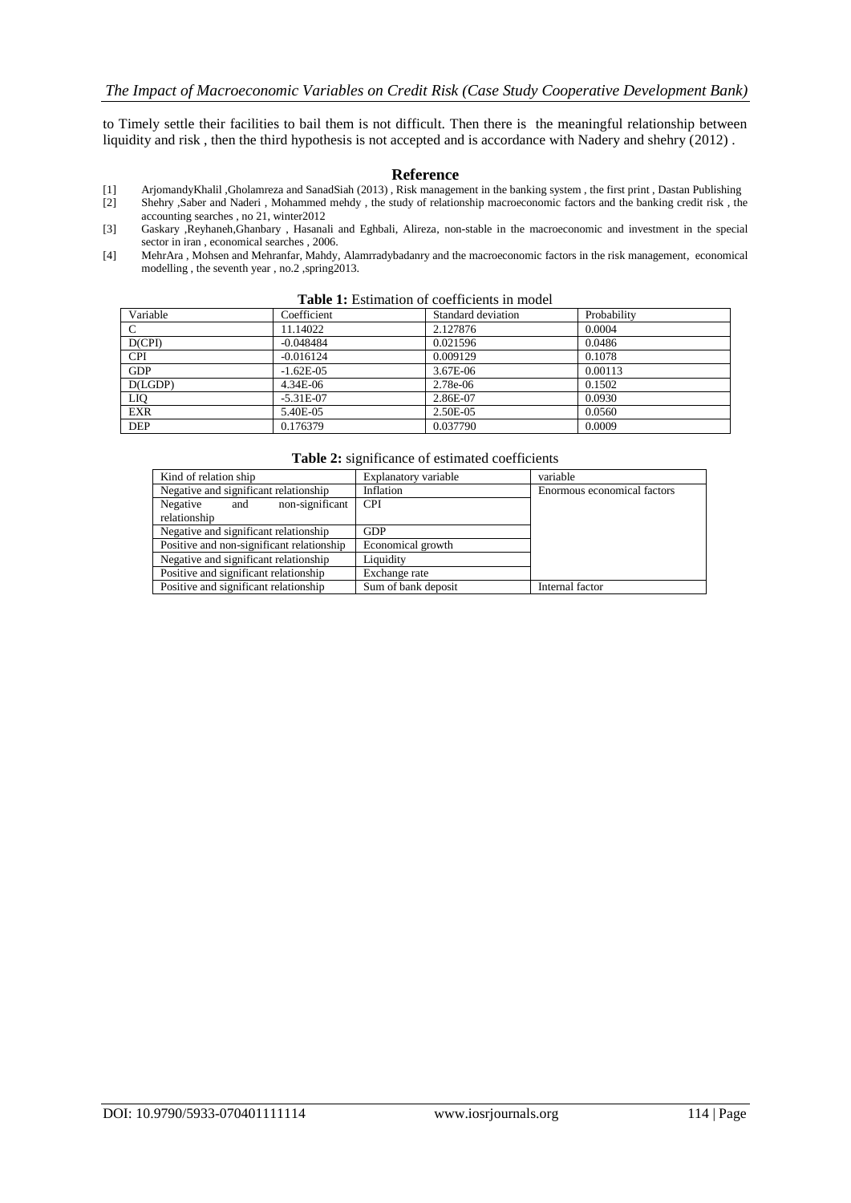to Timely settle their facilities to bail them is not difficult. Then there is the meaningful relationship between liquidity and risk , then the third hypothesis is not accepted and is accordance with Nadery and shehry (2012) .

## Reference

[1] ArjomandyKhalil ,Gholamreza and SanadSiah (2013) , Risk management in the banking system , the first print , Dastan Publishing

[2] Shehry ,Saber and Naderi , Mohammed mehdy , the study of relationship macroeconomic factors and the banking credit risk , the accounting searches , no 21, winter2012

[3] Gaskary ,Reyhaneh,Ghanbary , Hasanali and Eghbali, Alireza, non-stable in the macroeconomic and investment in the special sector in iran , economical searches , 2006.

[4] MehrAra , Mohsen and Mehranfar, Mahdy, Alamrradybadanry and the macroeconomic factors in the risk management, economical modelling , the seventh year , no.2 ,spring2013.

**Table 1:** Estimation of coefficients in model

| Variable | Coefficient | Standard deviation | Probability |
|---|---|---|---|
| C | 11.14022 | 2.127876 | 0.0004 |
| D(CPI) | -0.048484 | 0.021596 | 0.0486 |
| CPI | -0.016124 | 0.009129 | 0.1078 |
| GDP | -1.62E-05 | 3.67E-06 | 0.00113 |
| D(LGDP) | 4.34E-06 | 2.78e-06 | 0.1502 |
| LIQ | -5.31E-07 | 2.86E-07 | 0.0930 |
| EXR | 5.40E-05 | 2.50E-05 | 0.0560 |
| DEP | 0.176379 | 0.037790 | 0.0009 |

**Table 2:** significance of estimated coefficients

| Kind of relation ship | Explanatory variable | variable |
|---|---|---|
| Negative and significant relationship | Inflation | Enormous economical factors |
| Negative and non-significant relationship | CPI | |
| Negative and significant relationship | GDP | |
| Positive and non-significant relationship | Economical growth | |
| Negative and significant relationship | Liquidity | |
| Positive and significant relationship | Exchange rate | |
| Positive and significant relationship | Sum of bank deposit | Internal factor |